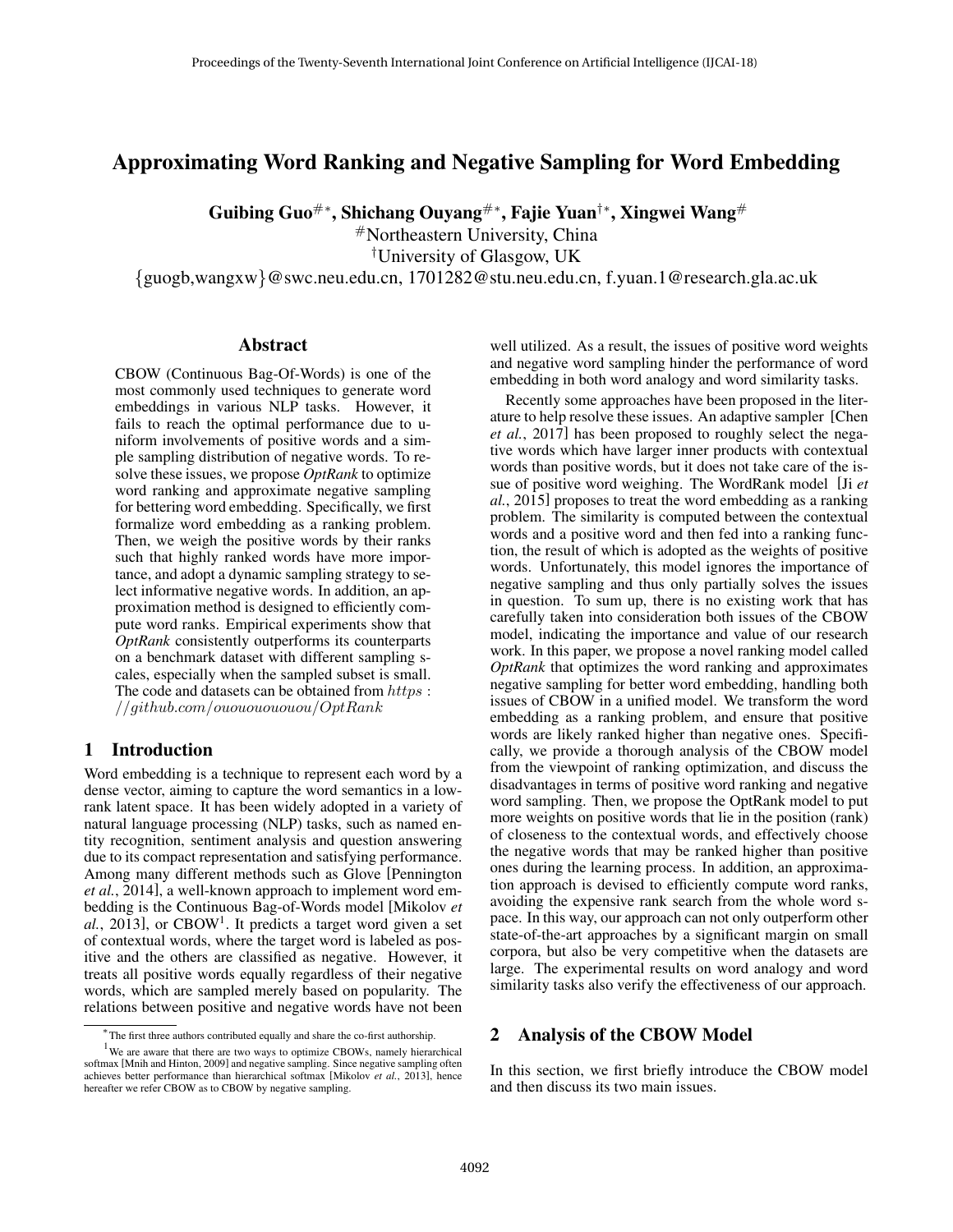# Approximating Word Ranking and Negative Sampling for Word Embedding

**Guibing Guo[#*], Shichang Ouyang[#*], Fajie Yuan[†*], Xingwei Wang[#]**

[#]Northeastern University, China

[†]University of Glasgow, UK

{guogb,wangxw}@swc.neu.edu.cn, 1701282@stu.neu.edu.cn, f.yuan.1@research.gla.ac.uk

## Abstract

CBOW (Continuous Bag-Of-Words) is one of the most commonly used techniques to generate word embeddings in various NLP tasks. However, it fails to reach the optimal performance due to uniform involvements of positive words and a simple sampling distribution of negative words. To resolve these issues, we propose *OptRank* to optimize word ranking and approximate negative sampling for bettering word embedding. Specifically, we first formalize word embedding as a ranking problem. Then, we weigh the positive words by their ranks such that highly ranked words have more importance, and adopt a dynamic sampling strategy to select informative negative words. In addition, an approximation method is designed to efficiently compute word ranks. Empirical experiments show that *OptRank* consistently outperforms its counterparts on a benchmark dataset with different sampling scales, especially when the sampled subset is small. The code and datasets can be obtained from $https://github.com/ouououououou/OptRank$

## 1 Introduction

Word embedding is a technique to represent each word by a dense vector, aiming to capture the word semantics in a low-rank latent space. It has been widely adopted in a variety of natural language processing (NLP) tasks, such as named entity recognition, sentiment analysis and question answering due to its compact representation and satisfying performance. Among many different methods such as Glove [Pennington *et al.*, 2014], a well-known approach to implement word embedding is the Continuous Bag-of-Words model [Mikolov *et al.*, 2013], or CBOW[1]. It predicts a target word given a set of contextual words, where the target word is labeled as positive and the others are classified as negative. However, it treats all positive words equally regardless of their negative words, which are sampled merely based on popularity. The relations between positive and negative words have not been well utilized. As a result, the issues of positive word weights and negative word sampling hinder the performance of word embedding in both word analogy and word similarity tasks.

Recently some approaches have been proposed in the literature to help resolve these issues. An adaptive sampler [Chen *et al.*, 2017] has been proposed to roughly select the negative words which have larger inner products with contextual words than positive words, but it does not take care of the issue of positive word weighing. The WordRank model [Ji *et al.*, 2015] proposes to treat the word embedding as a ranking problem. The similarity is computed between the contextual words and a positive word and then fed into a ranking function, the result of which is adopted as the weights of positive words. Unfortunately, this model ignores the importance of negative sampling and thus only partially solves the issues in question. To sum up, there is no existing work that has carefully taken into consideration both issues of the CBOW model, indicating the importance and value of our research work. In this paper, we propose a novel ranking model called *OptRank* that optimizes the word ranking and approximates negative sampling for better word embedding, handling both issues of CBOW in a unified model. We transform the word embedding as a ranking problem, and ensure that positive words are likely ranked higher than negative ones. Specifically, we provide a thorough analysis of the CBOW model from the viewpoint of ranking optimization, and discuss the disadvantages in terms of positive word ranking and negative word sampling. Then, we propose the OptRank model to put more weights on positive words that lie in the position (rank) of closeness to the contextual words, and effectively choose the negative words that may be ranked higher than positive ones during the learning process. In addition, an approximation approach is devised to efficiently compute word ranks, avoiding the expensive rank search from the whole word space. In this way, our approach can not only outperform other state-of-the-art approaches by a significant margin on small corpora, but also be very competitive when the datasets are large. The experimental results on word analogy and word similarity tasks also verify the effectiveness of our approach.

## 2 Analysis of the CBOW Model

In this section, we first briefly introduce the CBOW model and then discuss its two main issues.

---

[*]The first three authors contributed equally and share the co-first authorship.

[1]We are aware that there are two ways to optimize CBOWs, namely hierarchical softmax [Mnih and Hinton, 2009] and negative sampling. Since negative sampling often achieves better performance than hierarchical softmax [Mikolov *et al.*, 2013], hence hereafter we refer CBOW as to CBOW by negative sampling.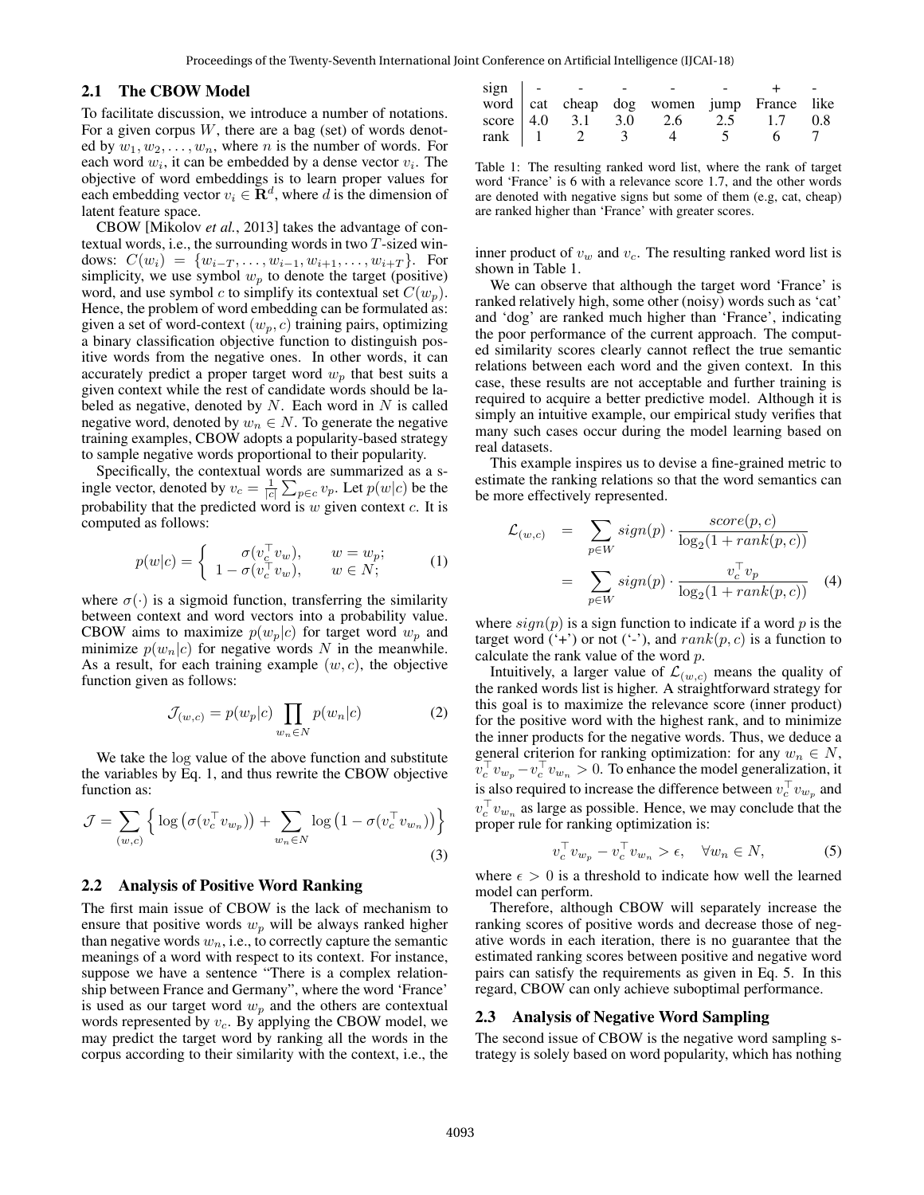## 2.1 The CBOW Model

To facilitate discussion, we introduce a number of notations. For a given corpus $W$, there are a bag (set) of words denoted by $w_1, w_2, \ldots, w_n$, where $n$ is the number of words. For each word $w_i$, it can be embedded by a dense vector $v_i$. The objective of word embeddings is to learn proper values for each embedding vector $v_i \in \mathbf{R}^d$, where $d$ is the dimension of latent feature space.

CBOW [Mikolov *et al.*, 2013] takes the advantage of contextual words, i.e., the surrounding words in two $T$-sized windows: $C(w_i) = \{w_{i-T}, \ldots, w_{i-1}, w_{i+1}, \ldots, w_{i+T}\}$. For simplicity, we use symbol $w_p$ to denote the target (positive) word, and use symbol $c$ to simplify its contextual set $C(w_p)$. Hence, the problem of word embedding can be formulated as: given a set of word-context $(w_p, c)$ training pairs, optimizing a binary classification objective function to distinguish positive words from the negative ones. In other words, it can accurately predict a proper target word $w_p$ that best suits a given context while the rest of candidate words should be labeled as negative, denoted by $N$. Each word in $N$ is called negative word, denoted by $w_n \in N$. To generate the negative training examples, CBOW adopts a popularity-based strategy to sample negative words proportional to their popularity.

Specifically, the contextual words are summarized as a single vector, denoted by $v_c = \frac{1}{|c|}\sum_{p \in c} v_p$. Let $p(w|c)$ be the probability that the predicted word is $w$ given context $c$. It is computed as follows:

$$p(w|c) = \begin{cases} \sigma(v_c^\top v_w), & w = w_p; \\ 1 - \sigma(v_c^\top v_w), & w \in N; \end{cases} \tag{1}$$

where $\sigma(\cdot)$ is a sigmoid function, transferring the similarity between context and word vectors into a probability value. CBOW aims to maximize $p(w_p|c)$ for target word $w_p$ and minimize $p(w_n|c)$ for negative words $N$ in the meanwhile. As a result, for each training example $(w, c)$, the objective function given as follows:

$$\mathcal{J}_{(w,c)} = p(w_p|c) \prod_{w_n \in N} p(w_n|c) \tag{2}$$

We take the log value of the above function and substitute the variables by Eq. 1, and thus rewrite the CBOW objective function as:

$$\mathcal{J} = \sum_{(w,c)} \Big\{ \log\big(\sigma(v_c^\top v_{w_p})\big) + \sum_{w_n \in N} \log\big(1 - \sigma(v_c^\top v_{w_n})\big) \Big\} \tag{3}$$

## 2.2 Analysis of Positive Word Ranking

The first main issue of CBOW is the lack of mechanism to ensure that positive words $w_p$ will be always ranked higher than negative words $w_n$, i.e., to correctly capture the semantic meanings of a word with respect to its context. For instance, suppose we have a sentence "There is a complex relationship between France and Germany", where the word 'France' is used as our target word $w_p$ and the others are contextual words represented by $v_c$. By applying the CBOW model, we may predict the target word by ranking all the words in the corpus according to their similarity with the context, i.e., the inner product of $v_w$ and $v_c$. The resulting ranked word list is shown in Table 1.

| sign | - | - | - | - | - | + | - |
|---|---|---|---|---|---|---|---|
| word | cat | cheap | dog | women | jump | France | like |
| score | 4.0 | 3.1 | 3.0 | 2.6 | 2.5 | 1.7 | 0.8 |
| rank | 1 | 2 | 3 | 4 | 5 | 6 | 7 |

Table 1: The resulting ranked word list, where the rank of target word 'France' is 6 with a relevance score 1.7, and the other words are denoted with negative signs but some of them (e.g, cat, cheap) are ranked higher than 'France' with greater scores.

We can observe that although the target word 'France' is ranked relatively high, some other (noisy) words such as 'cat' and 'dog' are ranked much higher than 'France', indicating the poor performance of the current approach. The computed similarity scores clearly cannot reflect the true semantic relations between each word and the given context. In this case, these results are not acceptable and further training is required to acquire a better predictive model. Although it is simply an intuitive example, our empirical study verifies that many such cases occur during the model learning based on real datasets.

This example inspires us to devise a fine-grained metric to estimate the ranking relations so that the word semantics can be more effectively represented.

$$\begin{aligned} \mathcal{L}_{(w,c)} &= \sum_{p \in W} sign(p) \cdot \frac{score(p,c)}{\log_2(1 + rank(p,c))} \\ &= \sum_{p \in W} sign(p) \cdot \frac{v_c^\top v_p}{\log_2(1 + rank(p,c))} \end{aligned} \tag{4}$$

where $sign(p)$ is a sign function to indicate if a word $p$ is the target word ('+') or not ('-'), and $rank(p, c)$ is a function to calculate the rank value of the word $p$.

Intuitively, a larger value of $\mathcal{L}_{(w,c)}$ means the quality of the ranked words list is higher. A straightforward strategy for this goal is to maximize the relevance score (inner product) for the positive word with the highest rank, and to minimize the inner products for the negative words. Thus, we deduce a general criterion for ranking optimization: for any $w_n \in N$, $v_c^\top v_{w_p} - v_c^\top v_{w_n} > 0$. To enhance the model generalization, it is also required to increase the difference between $v_c^\top v_{w_p}$ and $v_c^\top v_{w_n}$ as large as possible. Hence, we may conclude that the proper rule for ranking optimization is:

$$v_c^\top v_{w_p} - v_c^\top v_{w_n} > \epsilon, \quad \forall w_n \in N, \tag{5}$$

where $\epsilon > 0$ is a threshold to indicate how well the learned model can perform.

Therefore, although CBOW will separately increase the ranking scores of positive words and decrease those of negative words in each iteration, there is no guarantee that the estimated ranking scores between positive and negative word pairs can satisfy the requirements as given in Eq. 5. In this regard, CBOW can only achieve suboptimal performance.

## 2.3 Analysis of Negative Word Sampling

The second issue of CBOW is the negative word sampling strategy is solely based on word popularity, which has nothing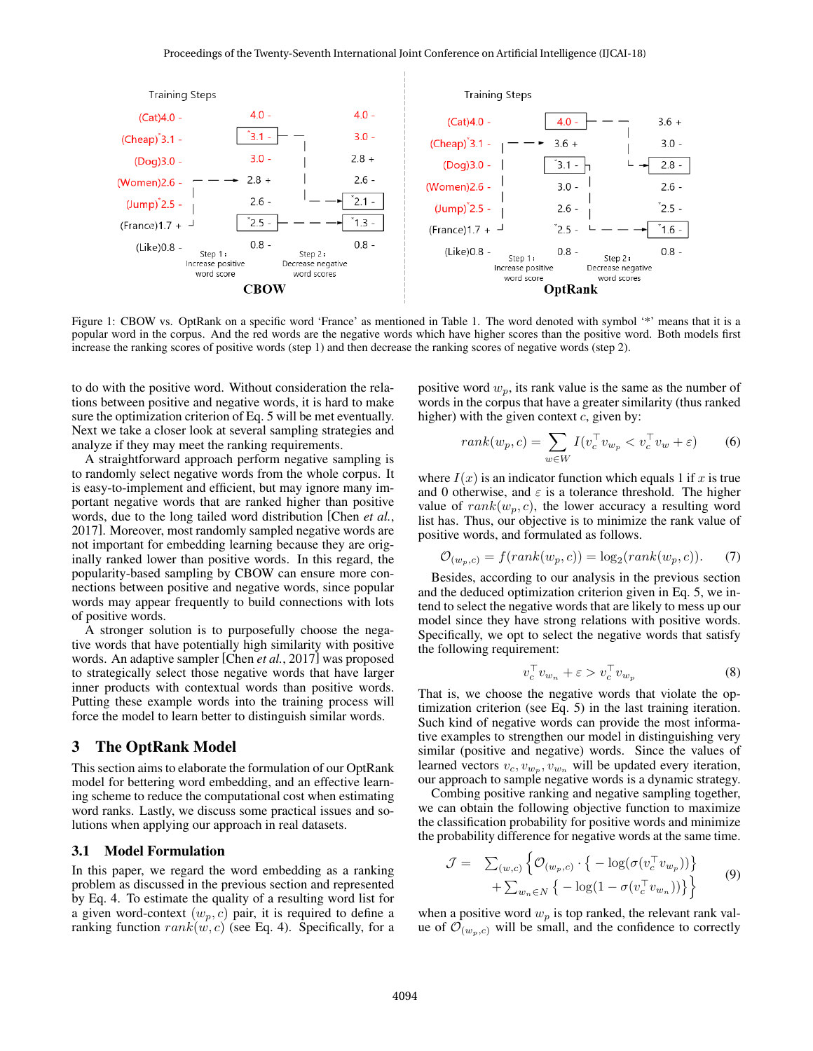Figure 1: CBOW vs. OptRank on a specific word 'France' as mentioned in Table 1. The word denoted with symbol '*' means that it is a popular word in the corpus. And the red words are the negative words which have higher scores than the positive word. Both models first increase the ranking scores of positive words (step 1) and then decrease the ranking scores of negative words (step 2).

to do with the positive word. Without consideration the relations between positive and negative words, it is hard to make sure the optimization criterion of Eq. 5 will be met eventually. Next we take a closer look at several sampling strategies and analyze if they may meet the ranking requirements.

A straightforward approach perform negative sampling is to randomly select negative words from the whole corpus. It is easy-to-implement and efficient, but may ignore many important negative words that are ranked higher than positive words, due to the long tailed word distribution [Chen *et al.*, 2017]. Moreover, most randomly sampled negative words are not important for embedding learning because they are originally ranked lower than positive words. In this regard, the popularity-based sampling by CBOW can ensure more connections between positive and negative words, since popular words may appear frequently to build connections with lots of positive words.

A stronger solution is to purposefully choose the negative words that have potentially high similarity with positive words. An adaptive sampler [Chen *et al.*, 2017] was proposed to strategically select those negative words that have larger inner products with contextual words than positive words. Putting these example words into the training process will force the model to learn better to distinguish similar words.

## 3 The OptRank Model

This section aims to elaborate the formulation of our OptRank model for bettering word embedding, and an effective learning scheme to reduce the computational cost when estimating word ranks. Lastly, we discuss some practical issues and solutions when applying our approach in real datasets.

### 3.1 Model Formulation

In this paper, we regard the word embedding as a ranking problem as discussed in the previous section and represented by Eq. 4. To estimate the quality of a resulting word list for a given word-context $(w_p, c)$ pair, it is required to define a ranking function $rank(w, c)$ (see Eq. 4). Specifically, for a positive word $w_p$, its rank value is the same as the number of words in the corpus that have a greater similarity (thus ranked higher) with the given context $c$, given by:

$$rank(w_p, c) = \sum_{w \in W} I(v_c^\top v_{w_p} < v_c^\top v_w + \varepsilon) \tag{6}$$

where $I(x)$ is an indicator function which equals 1 if $x$ is true and 0 otherwise, and $\varepsilon$ is a tolerance threshold. The higher value of $rank(w_p, c)$, the lower accuracy a resulting word list has. Thus, our objective is to minimize the rank value of positive words, and formulated as follows.

$$\mathcal{O}_{(w_p,c)} = f(rank(w_p, c)) = \log_2(rank(w_p, c)). \tag{7}$$

Besides, according to our analysis in the previous section and the deduced optimization criterion given in Eq. 5, we intend to select the negative words that are likely to mess up our model since they have strong relations with positive words. Specifically, we opt to select the negative words that satisfy the following requirement:

$$v_c^\top v_{w_n} + \varepsilon > v_c^\top v_{w_p} \tag{8}$$

That is, we choose the negative words that violate the optimization criterion (see Eq. 5) in the last training iteration. Such kind of negative words can provide the most informative examples to strengthen our model in distinguishing very similar (positive and negative) words. Since the values of learned vectors $v_c, v_{w_p}, v_{w_n}$ will be updated every iteration, our approach to sample negative words is a dynamic strategy.

Combing positive ranking and negative sampling together, we can obtain the following objective function to maximize the classification probability for positive words and minimize the probability difference for negative words at the same time.

$$\begin{aligned}\mathcal{J} = \ & \textstyle\sum_{(w,c)} \Big\{ \mathcal{O}_{(w_p,c)} \cdot \big\{ -\log(\sigma(v_c^\top v_{w_p})) \big\} \\ & + \textstyle\sum_{w_n \in N} \big\{ -\log(1 - \sigma(v_c^\top v_{w_n})) \big\} \Big\}\end{aligned} \tag{9}$$

when a positive word $w_p$ is top ranked, the relevant rank value of $\mathcal{O}_{(w_p,c)}$ will be small, and the confidence to correctly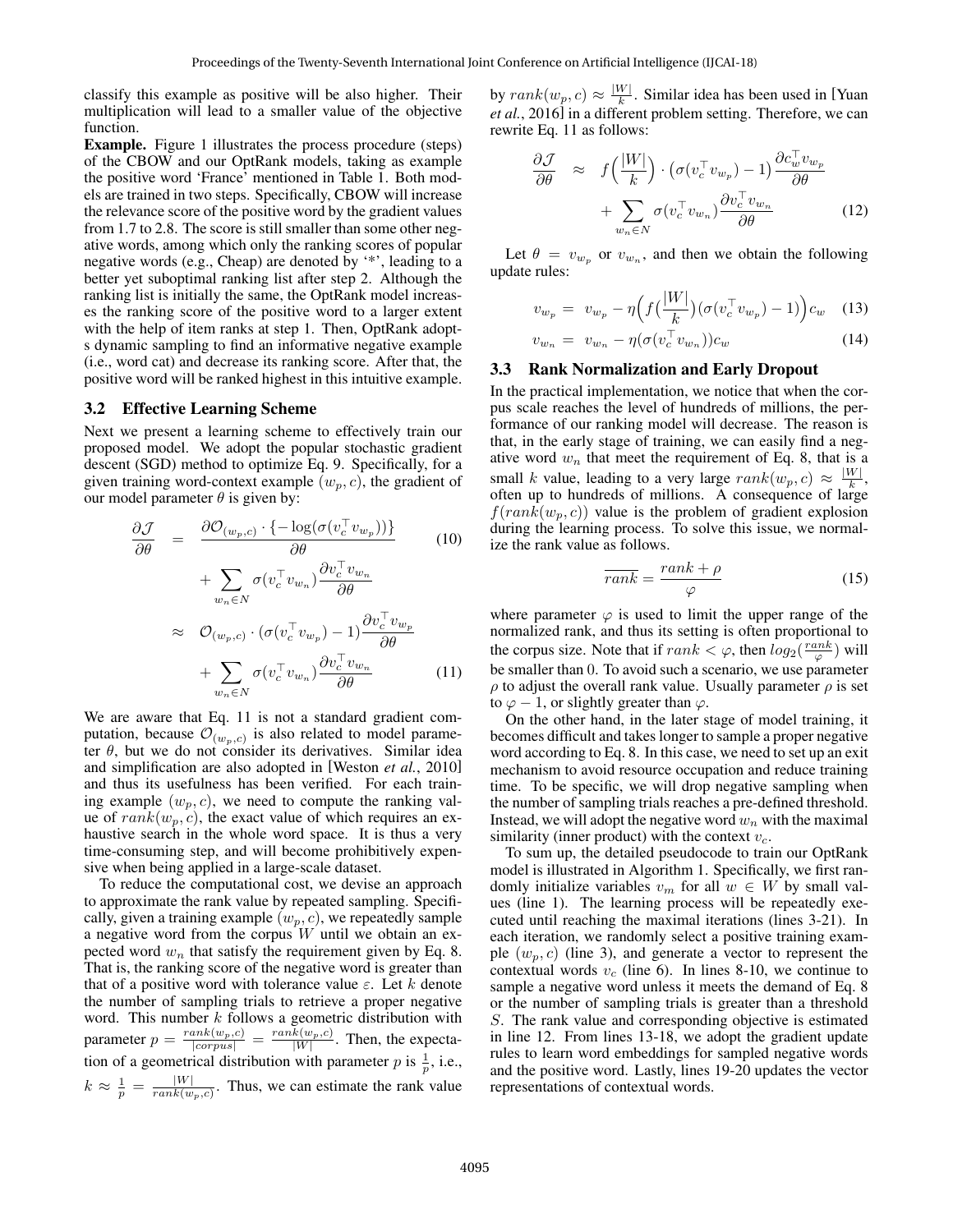classify this example as positive will be also higher. Their multiplication will lead to a smaller value of the objective function.

**Example.** Figure 1 illustrates the process procedure (steps) of the CBOW and our OptRank models, taking as example the positive word 'France' mentioned in Table 1. Both models are trained in two steps. Specifically, CBOW will increase the relevance score of the positive word by the gradient values from 1.7 to 2.8. The score is still smaller than some other negative words, among which only the ranking scores of popular negative words (e.g., Cheap) are denoted by '*', leading to a better yet suboptimal ranking list after step 2. Although the ranking list is initially the same, the OptRank model increases the ranking score of the positive word to a larger extent with the help of item ranks at step 1. Then, OptRank adopts dynamic sampling to find an informative negative example (i.e., word cat) and decrease its ranking score. After that, the positive word will be ranked highest in this intuitive example.

### 3.2 Effective Learning Scheme

Next we present a learning scheme to effectively train our proposed model. We adopt the popular stochastic gradient descent (SGD) method to optimize Eq. 9. Specifically, for a given training word-context example $(w_p, c)$, the gradient of our model parameter $\theta$ is given by:

$$\frac{\partial \mathcal{J}}{\partial \theta} = \frac{\partial \mathcal{O}_{(w_p,c)} \cdot \{-\log(\sigma(v_c^\top v_{w_p}))\}}{\partial \theta} + \sum_{w_n \in N} \sigma(v_c^\top v_{w_n}) \frac{\partial v_c^\top v_{w_n}}{\partial \theta} \quad (10)$$

$$\approx \mathcal{O}_{(w_p,c)} \cdot (\sigma(v_c^\top v_{w_p}) - 1) \frac{\partial v_c^\top v_{w_p}}{\partial \theta} + \sum_{w_n \in N} \sigma(v_c^\top v_{w_n}) \frac{\partial v_c^\top v_{w_n}}{\partial \theta} \quad (11)$$

We are aware that Eq. 11 is not a standard gradient computation, because $\mathcal{O}_{(w_p,c)}$ is also related to model parameter $\theta$, but we do not consider its derivatives. Similar idea and simplification are also adopted in [Weston *et al.*, 2010] and thus its usefulness has been verified. For each training example $(w_p, c)$, we need to compute the ranking value of $rank(w_p, c)$, the exact value of which requires an exhaustive search in the whole word space. It is thus a very time-consuming step, and will become prohibitively expensive when being applied in a large-scale dataset.

To reduce the computational cost, we devise an approach to approximate the rank value by repeated sampling. Specifically, given a training example $(w_p, c)$, we repeatedly sample a negative word from the corpus $W$ until we obtain an expected word $w_n$ that satisfy the requirement given by Eq. 8. That is, the ranking score of the negative word is greater than that of a positive word with tolerance value $\varepsilon$. Let $k$ denote the number of sampling trials to retrieve a proper negative word. This number $k$ follows a geometric distribution with parameter $p = \frac{rank(w_p,c)}{|corpus|} = \frac{rank(w_p,c)}{|W|}$. Then, the expectation of a geometrical distribution with parameter $p$ is $\frac{1}{p}$, i.e., $k \approx \frac{1}{p} = \frac{|W|}{rank(w_p,c)}$. Thus, we can estimate the rank value by $rank(w_p, c) \approx \frac{|W|}{k}$. Similar idea has been used in [Yuan *et al.*, 2016] in a different problem setting. Therefore, we can rewrite Eq. 11 as follows:

$$\frac{\partial \mathcal{J}}{\partial \theta} \approx f\Big(\frac{|W|}{k}\Big) \cdot \big(\sigma(v_c^\top v_{w_p}) - 1\big) \frac{\partial c_w^\top v_{w_p}}{\partial \theta} + \sum_{w_n \in N} \sigma(v_c^\top v_{w_n}) \frac{\partial v_c^\top v_{w_n}}{\partial \theta} \quad (12)$$

Let $\theta = v_{w_p}$ or $v_{w_n}$, and then we obtain the following update rules:

$$v_{w_p} = v_{w_p} - \eta\Big(f\big(\frac{|W|}{k}\big)(\sigma(v_c^\top v_{w_p}) - 1)\Big) c_w \quad (13)$$

$$v_{w_n} = v_{w_n} - \eta(\sigma(v_c^\top v_{w_n})) c_w \quad (14)$$

### 3.3 Rank Normalization and Early Dropout

In the practical implementation, we notice that when the corpus scale reaches the level of hundreds of millions, the performance of our ranking model will decrease. The reason is that, in the early stage of training, we can easily find a negative word $w_n$ that meet the requirement of Eq. 8, that is a small $k$ value, leading to a very large $rank(w_p, c) \approx \frac{|W|}{k}$, often up to hundreds of millions. A consequence of large $f(rank(w_p, c))$ value is the problem of gradient explosion during the learning process. To solve this issue, we normalize the rank value as follows.

$$\overline{rank} = \frac{rank + \rho}{\varphi} \quad (15)$$

where parameter $\varphi$ is used to limit the upper range of the normalized rank, and thus its setting is often proportional to the corpus size. Note that if $rank < \varphi$, then $log_2(\frac{rank}{\varphi})$ will be smaller than 0. To avoid such a scenario, we use parameter $\rho$ to adjust the overall rank value. Usually parameter $\rho$ is set to $\varphi - 1$, or slightly greater than $\varphi$.

On the other hand, in the later stage of model training, it becomes difficult and takes longer to sample a proper negative word according to Eq. 8. In this case, we need to set up an exit mechanism to avoid resource occupation and reduce training time. To be specific, we will drop negative sampling when the number of sampling trials reaches a pre-defined threshold. Instead, we will adopt the negative word $w_n$ with the maximal similarity (inner product) with the context $v_c$.

To sum up, the detailed pseudocode to train our OptRank model is illustrated in Algorithm 1. Specifically, we first randomly initialize variables $v_m$ for all $w \in W$ by small values (line 1). The learning process will be repeatedly executed until reaching the maximal iterations (lines 3-21). In each iteration, we randomly select a positive training example $(w_p, c)$ (line 3), and generate a vector to represent the contextual words $v_c$ (line 6). In lines 8-10, we continue to sample a negative word unless it meets the demand of Eq. 8 or the number of sampling trials is greater than a threshold $S$. The rank value and corresponding objective is estimated in line 12. From lines 13-18, we adopt the gradient update rules to learn word embeddings for sampled negative words and the positive word. Lastly, lines 19-20 updates the vector representations of contextual words.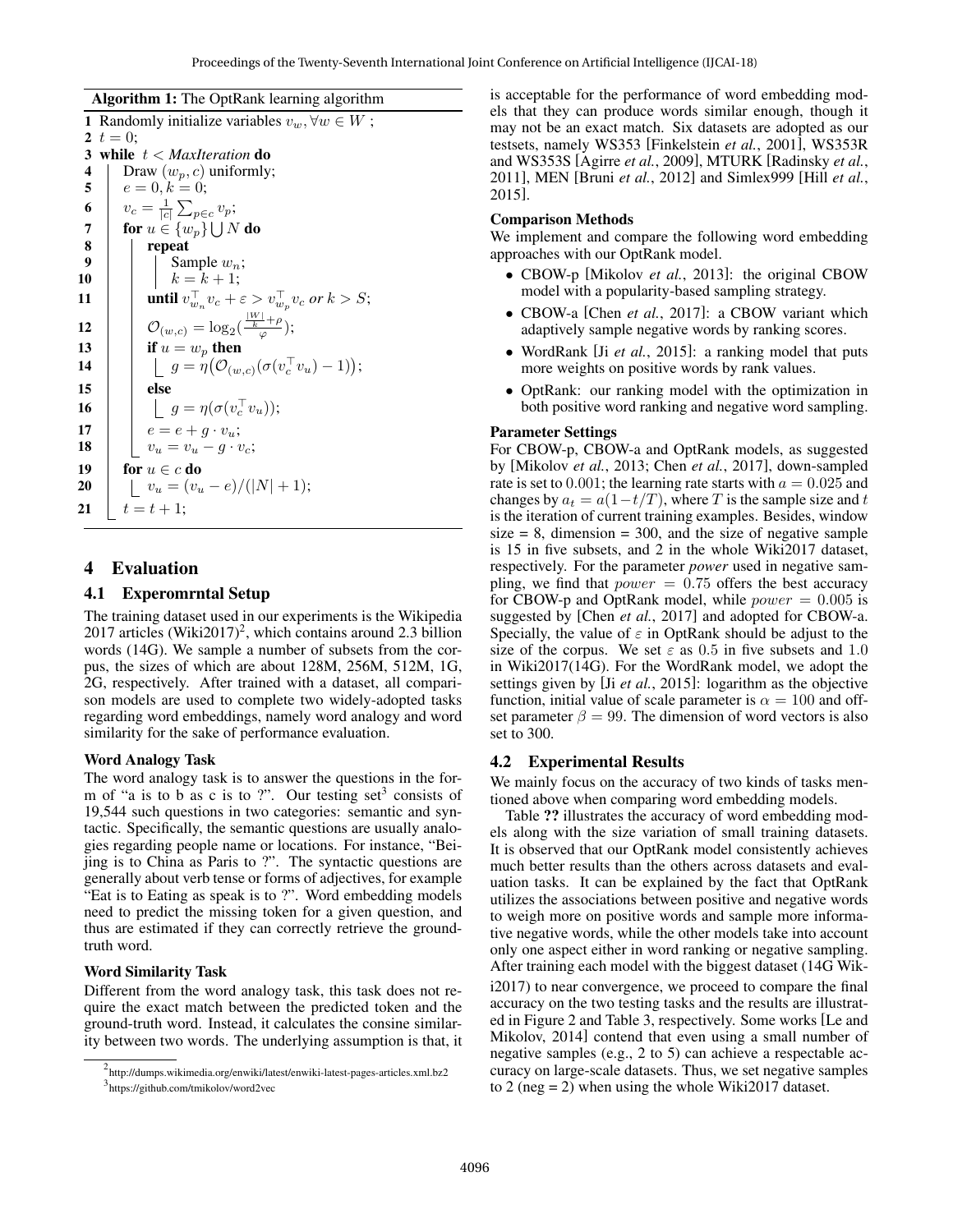**Algorithm 1:** The OptRank learning algorithm

```
1  Randomly initialize variables v_w, ∀w ∈ W ;
2  t = 0;
3  while t < MaxIteration do
4      Draw (w_p, c) uniformly;
5      e = 0, k = 0;
6      v_c = (1/|c|) Σ_{p∈c} v_p;
7      for u ∈ {w_p} ∪ N do
8          repeat
9              Sample w_n;
10             k = k + 1;
11         until v_{w_n}^T v_c + ε > v_{w_p}^T v_c or k > S;
12         O_(w,c) = log_2( (|W|/k + ρ) / φ );
13         if u = w_p then
14             g = η(O_(w,c)(σ(v_c^T v_u) − 1));
15         else
16             g = η(σ(v_c^T v_u));
17         e = e + g · v_u;
18         v_u = v_u − g · v_c;
19     for u ∈ c do
20         v_u = (v_u − e)/(|N| + 1);
21     t = t + 1;
```

## 4 Evaluation

### 4.1 Experomrntal Setup

The training dataset used in our experiments is the Wikipedia 2017 articles (Wiki2017)[2], which contains around 2.3 billion words (14G). We sample a number of subsets from the corpus, the sizes of which are about 128M, 256M, 512M, 1G, 2G, respectively. After trained with a dataset, all comparison models are used to complete two widely-adopted tasks regarding word embeddings, namely word analogy and word similarity for the sake of performance evaluation.

#### Word Analogy Task

The word analogy task is to answer the questions in the form of "a is to b as c is to ?". Our testing set[3] consists of 19,544 such questions in two categories: semantic and syntactic. Specifically, the semantic questions are usually analogies regarding people name or locations. For instance, "Beijing is to China as Paris to ?". The syntactic questions are generally about verb tense or forms of adjectives, for example "Eat is to Eating as speak is to ?". Word embedding models need to predict the missing token for a given question, and thus are estimated if they can correctly retrieve the ground-truth word.

#### Word Similarity Task

Different from the word analogy task, this task does not require the exact match between the predicted token and the ground-truth word. Instead, it calculates the consine similarity between two words. The underlying assumption is that, it is acceptable for the performance of word embedding models that they can produce words similar enough, though it may not be an exact match. Six datasets are adopted as our testsets, namely WS353 [Finkelstein *et al.*, 2001], WS353R and WS353S [Agirre *et al.*, 2009], MTURK [Radinsky *et al.*, 2011], MEN [Bruni *et al.*, 2012] and Simlex999 [Hill *et al.*, 2015].

#### Comparison Methods

We implement and compare the following word embedding approaches with our OptRank model.

- CBOW-p [Mikolov *et al.*, 2013]: the original CBOW model with a popularity-based sampling strategy.
- CBOW-a [Chen *et al.*, 2017]: a CBOW variant which adaptively sample negative words by ranking scores.
- WordRank [Ji *et al.*, 2015]: a ranking model that puts more weights on positive words by rank values.
- OptRank: our ranking model with the optimization in both positive word ranking and negative word sampling.

#### Parameter Settings

For CBOW-p, CBOW-a and OptRank models, as suggested by [Mikolov *et al.*, 2013; Chen *et al.*, 2017], down-sampled rate is set to 0.001; the learning rate starts with $a = 0.025$ and changes by $a_t = a(1-t/T)$, where $T$ is the sample size and $t$ is the iteration of current training examples. Besides, window size = 8, dimension = 300, and the size of negative sample is 15 in five subsets, and 2 in the whole Wiki2017 dataset, respectively. For the parameter *power* used in negative sampling, we find that $power = 0.75$ offers the best accuracy for CBOW-p and OptRank model, while $power = 0.005$ is suggested by [Chen *et al.*, 2017] and adopted for CBOW-a. Specially, the value of $\varepsilon$ in OptRank should be adjust to the size of the corpus. We set $\varepsilon$ as 0.5 in five subsets and 1.0 in Wiki2017(14G). For the WordRank model, we adopt the settings given by [Ji *et al.*, 2015]: logarithm as the objective function, initial value of scale parameter is $\alpha = 100$ and offset parameter $\beta = 99$. The dimension of word vectors is also set to 300.

### 4.2 Experimental Results

We mainly focus on the accuracy of two kinds of tasks mentioned above when comparing word embedding models.

Table **??** illustrates the accuracy of word embedding models along with the size variation of small training datasets. It is observed that our OptRank model consistently achieves much better results than the others across datasets and evaluation tasks. It can be explained by the fact that OptRank utilizes the associations between positive and negative words to weigh more on positive words and sample more informative negative words, while the other models take into account only one aspect either in word ranking or negative sampling. After training each model with the biggest dataset (14G Wiki2017) to near convergence, we proceed to compare the final accuracy on the two testing tasks and the results are illustrated in Figure 2 and Table 3, respectively. Some works [Le and Mikolov, 2014] contend that even using a small number of negative samples (e.g., 2 to 5) can achieve a respectable accuracy on large-scale datasets. Thus, we set negative samples to 2 (neg = 2) when using the whole Wiki2017 dataset.

---

[2] http://dumps.wikimedia.org/enwiki/latest/enwiki-latest-pages-articles.xml.bz2

[3] https://github.com/tmikolov/word2vec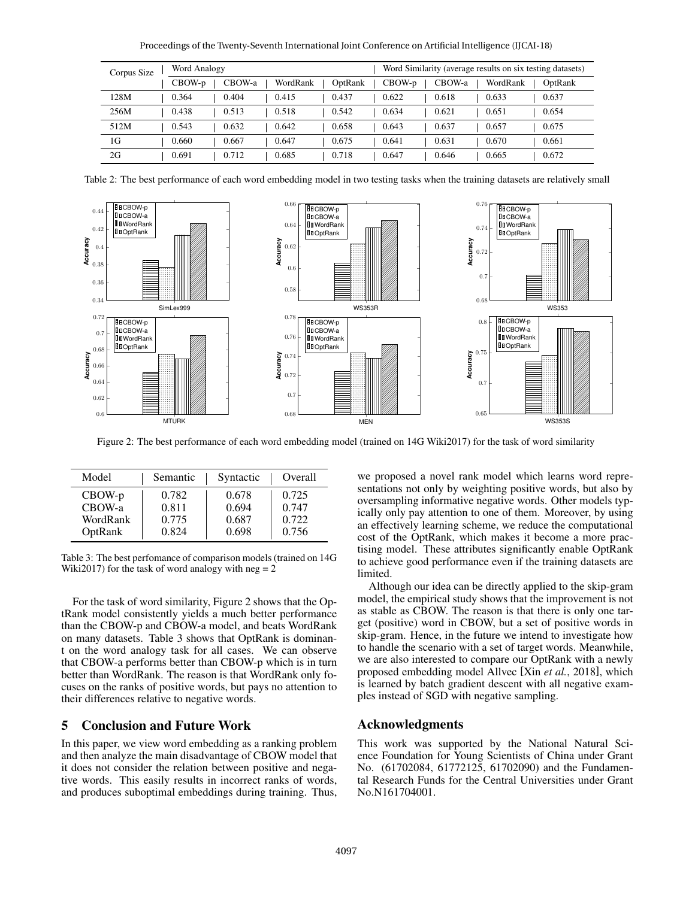| Corpus Size | Word Analogy | | | | Word Similarity (average results on six testing datasets) | | | |
|---|---|---|---|---|---|---|---|---|
| | CBOW-p | CBOW-a | WordRank | OptRank | CBOW-p | CBOW-a | WordRank | OptRank |
| 128M | 0.364 | 0.404 | 0.415 | 0.437 | 0.622 | 0.618 | 0.633 | 0.637 |
| 256M | 0.438 | 0.513 | 0.518 | 0.542 | 0.634 | 0.621 | 0.651 | 0.654 |
| 512M | 0.543 | 0.632 | 0.642 | 0.658 | 0.643 | 0.637 | 0.657 | 0.675 |
| 1G | 0.660 | 0.667 | 0.647 | 0.675 | 0.641 | 0.631 | 0.670 | 0.661 |
| 2G | 0.691 | 0.712 | 0.685 | 0.718 | 0.647 | 0.646 | 0.665 | 0.672 |

Table 2: The best performance of each word embedding model in two testing tasks when the training datasets are relatively small

Figure 2: The best performance of each word embedding model (trained on 14G Wiki2017) for the task of word similarity

| Model | Semantic | Syntactic | Overall |
|---|---|---|---|
| CBOW-p | 0.782 | 0.678 | 0.725 |
| CBOW-a | 0.811 | 0.694 | 0.747 |
| WordRank | 0.775 | 0.687 | 0.722 |
| OptRank | 0.824 | 0.698 | 0.756 |

Table 3: The best perfomance of comparison models (trained on 14G Wiki2017) for the task of word analogy with neg = 2

For the task of word similarity, Figure 2 shows that the OptRank model consistently yields a much better performance than the CBOW-p and CBOW-a model, and beats WordRank on many datasets. Table 3 shows that OptRank is dominant on the word analogy task for all cases. We can observe that CBOW-a performs better than CBOW-p which is in turn better than WordRank. The reason is that WordRank only focuses on the ranks of positive words, but pays no attention to their differences relative to negative words.

## 5 Conclusion and Future Work

In this paper, we view word embedding as a ranking problem and then analyze the main disadvantage of CBOW model that it does not consider the relation between positive and negative words. This easily results in incorrect ranks of words, and produces suboptimal embeddings during training. Thus, we proposed a novel rank model which learns word representations not only by weighting positive words, but also by oversampling informative negative words. Other models typically only pay attention to one of them. Moreover, by using an effectively learning scheme, we reduce the computational cost of the OptRank, which makes it become a more practising model. These attributes significantly enable OptRank to achieve good performance even if the training datasets are limited.

Although our idea can be directly applied to the skip-gram model, the empirical study shows that the improvement is not as stable as CBOW. The reason is that there is only one target (positive) word in CBOW, but a set of positive words in skip-gram. Hence, in the future we intend to investigate how to handle the scenario with a set of target words. Meanwhile, we are also interested to compare our OptRank with a newly proposed embedding model Allvec [Xin *et al.*, 2018], which is learned by batch gradient descent with all negative examples instead of SGD with negative sampling.

## Acknowledgments

This work was supported by the National Natural Science Foundation for Young Scientists of China under Grant No. (61702084, 61772125, 61702090) and the Fundamental Research Funds for the Central Universities under Grant No.N161704001.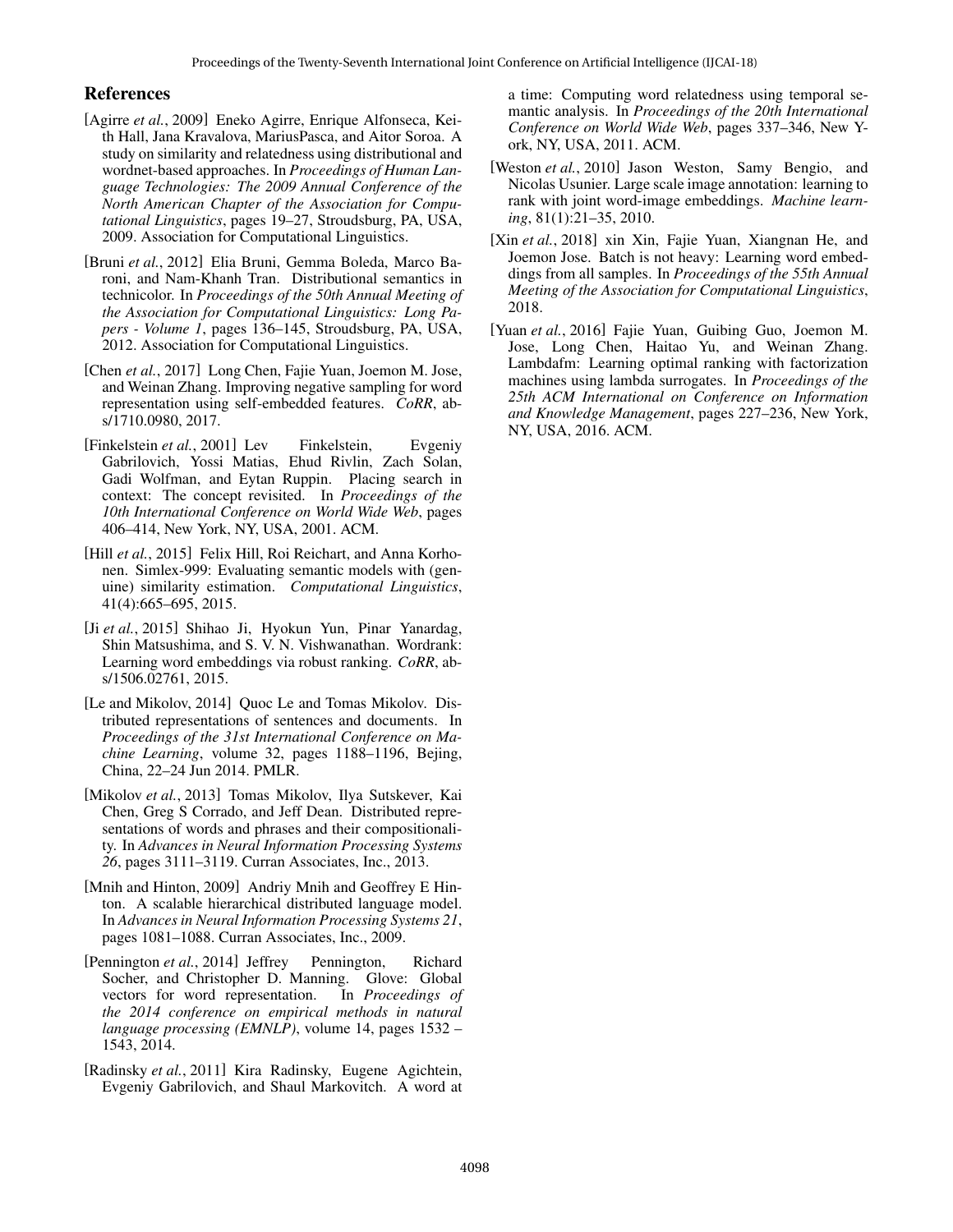## References

[Agirre *et al.*, 2009] Eneko Agirre, Enrique Alfonseca, Keith Hall, Jana Kravalova, MariusPasca, and Aitor Soroa. A study on similarity and relatedness using distributional and wordnet-based approaches. In *Proceedings of Human Language Technologies: The 2009 Annual Conference of the North American Chapter of the Association for Computational Linguistics*, pages 19–27, Stroudsburg, PA, USA, 2009. Association for Computational Linguistics.

[Bruni *et al.*, 2012] Elia Bruni, Gemma Boleda, Marco Baroni, and Nam-Khanh Tran. Distributional semantics in technicolor. In *Proceedings of the 50th Annual Meeting of the Association for Computational Linguistics: Long Papers - Volume 1*, pages 136–145, Stroudsburg, PA, USA, 2012. Association for Computational Linguistics.

[Chen *et al.*, 2017] Long Chen, Fajie Yuan, Joemon M. Jose, and Weinan Zhang. Improving negative sampling for word representation using self-embedded features. *CoRR*, abs/1710.0980, 2017.

[Finkelstein *et al.*, 2001] Lev Finkelstein, Evgeniy Gabrilovich, Yossi Matias, Ehud Rivlin, Zach Solan, Gadi Wolfman, and Eytan Ruppin. Placing search in context: The concept revisited. In *Proceedings of the 10th International Conference on World Wide Web*, pages 406–414, New York, NY, USA, 2001. ACM.

[Hill *et al.*, 2015] Felix Hill, Roi Reichart, and Anna Korhonen. Simlex-999: Evaluating semantic models with (genuine) similarity estimation. *Computational Linguistics*, 41(4):665–695, 2015.

[Ji *et al.*, 2015] Shihao Ji, Hyokun Yun, Pinar Yanardag, Shin Matsushima, and S. V. N. Vishwanathan. Wordrank: Learning word embeddings via robust ranking. *CoRR*, abs/1506.02761, 2015.

[Le and Mikolov, 2014] Quoc Le and Tomas Mikolov. Distributed representations of sentences and documents. In *Proceedings of the 31st International Conference on Machine Learning*, volume 32, pages 1188–1196, Bejing, China, 22–24 Jun 2014. PMLR.

[Mikolov *et al.*, 2013] Tomas Mikolov, Ilya Sutskever, Kai Chen, Greg S Corrado, and Jeff Dean. Distributed representations of words and phrases and their compositionality. In *Advances in Neural Information Processing Systems 26*, pages 3111–3119. Curran Associates, Inc., 2013.

[Mnih and Hinton, 2009] Andriy Mnih and Geoffrey E Hinton. A scalable hierarchical distributed language model. In *Advances in Neural Information Processing Systems 21*, pages 1081–1088. Curran Associates, Inc., 2009.

[Pennington *et al.*, 2014] Jeffrey Pennington, Richard Socher, and Christopher D. Manning. Glove: Global vectors for word representation. In *Proceedings of the 2014 conference on empirical methods in natural language processing (EMNLP)*, volume 14, pages 1532 – 1543, 2014.

[Radinsky *et al.*, 2011] Kira Radinsky, Eugene Agichtein, Evgeniy Gabrilovich, and Shaul Markovitch. A word at a time: Computing word relatedness using temporal semantic analysis. In *Proceedings of the 20th International Conference on World Wide Web*, pages 337–346, New York, NY, USA, 2011. ACM.

[Weston *et al.*, 2010] Jason Weston, Samy Bengio, and Nicolas Usunier. Large scale image annotation: learning to rank with joint word-image embeddings. *Machine learning*, 81(1):21–35, 2010.

[Xin *et al.*, 2018] xin Xin, Fajie Yuan, Xiangnan He, and Joemon Jose. Batch is not heavy: Learning word embeddings from all samples. In *Proceedings of the 55th Annual Meeting of the Association for Computational Linguistics*, 2018.

[Yuan *et al.*, 2016] Fajie Yuan, Guibing Guo, Joemon M. Jose, Long Chen, Haitao Yu, and Weinan Zhang. Lambdafm: Learning optimal ranking with factorization machines using lambda surrogates. In *Proceedings of the 25th ACM International on Conference on Information and Knowledge Management*, pages 227–236, New York, NY, USA, 2016. ACM.